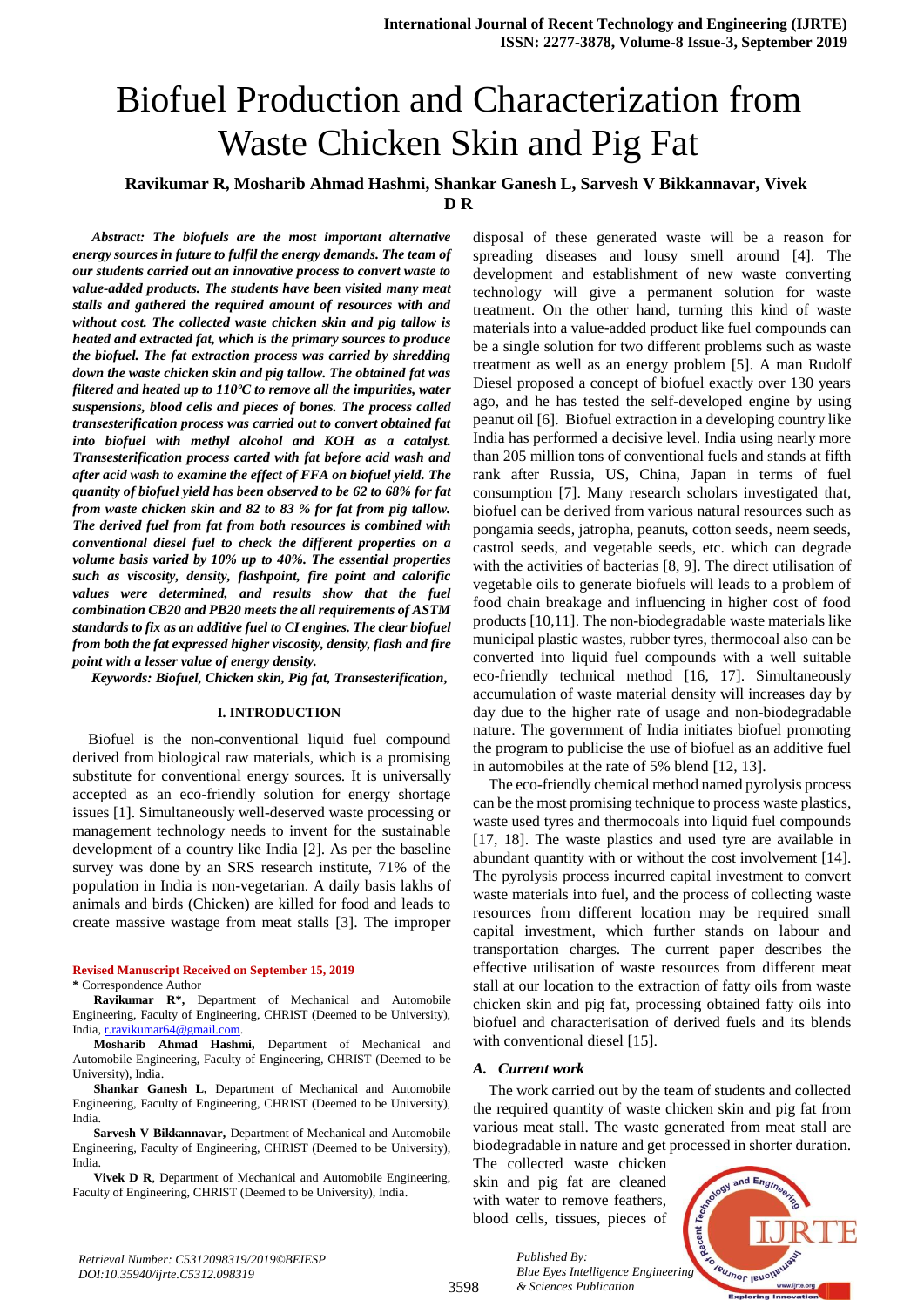# Biofuel Production and Characterization from Waste Chicken Skin and Pig Fat

**Ravikumar R, Mosharib Ahmad Hashmi, Shankar Ganesh L, Sarvesh V Bikkannavar, Vivek D R**

***Abstract: The biofuels are the most important alternative energy sources in future to fulfil the energy demands. The team of our students carried out an innovative process to convert waste to value-added products. The students have been visited many meat stalls and gathered the required amount of resources with and without cost. The collected waste chicken skin and pig tallow is heated and extracted fat, which is the primary sources to produce the biofuel. The fat extraction process was carried by shredding down the waste chicken skin and pig tallow. The obtained fat was filtered and heated up to 110ºC to remove all the impurities, water suspensions, blood cells and pieces of bones. The process called transesterification process was carried out to convert obtained fat into biofuel with methyl alcohol and KOH as a catalyst. Transesterification process carted with fat before acid wash and after acid wash to examine the effect of FFA on biofuel yield. The quantity of biofuel yield has been observed to be 62 to 68% for fat from waste chicken skin and 82 to 83 % for fat from pig tallow. The derived fuel from fat from both resources is combined with conventional diesel fuel to check the different properties on a volume basis varied by 10% up to 40%. The essential properties such as viscosity, density, flashpoint, fire point and calorific values were determined, and results show that the fuel combination CB20 and PB20 meets the all requirements of ASTM standards to fix as an additive fuel to CI engines. The clear biofuel from both the fat expressed higher viscosity, density, flash and fire point with a lesser value of energy density.***

***Keywords: Biofuel, Chicken skin, Pig fat, Transesterification,***

## I. INTRODUCTION

Biofuel is the non-conventional liquid fuel compound derived from biological raw materials, which is a promising substitute for conventional energy sources. It is universally accepted as an eco-friendly solution for energy shortage issues [1]. Simultaneously well-deserved waste processing or management technology needs to invent for the sustainable development of a country like India [2]. As per the baseline survey was done by an SRS research institute, 71% of the population in India is non-vegetarian. A daily basis lakhs of animals and birds (Chicken) are killed for food and leads to create massive wastage from meat stalls [3]. The improper disposal of these generated waste will be a reason for spreading diseases and lousy smell around [4]. The development and establishment of new waste converting technology will give a permanent solution for waste treatment. On the other hand, turning this kind of waste materials into a value-added product like fuel compounds can be a single solution for two different problems such as waste treatment as well as an energy problem [5]. A man Rudolf Diesel proposed a concept of biofuel exactly over 130 years ago, and he has tested the self-developed engine by using peanut oil [6]. Biofuel extraction in a developing country like India has performed a decisive level. India using nearly more than 205 million tons of conventional fuels and stands at fifth rank after Russia, US, China, Japan in terms of fuel consumption [7]. Many research scholars investigated that, biofuel can be derived from various natural resources such as pongamia seeds, jatropha, peanuts, cotton seeds, neem seeds, castrol seeds, and vegetable seeds, etc. which can degrade with the activities of bacterias [8, 9]. The direct utilisation of vegetable oils to generate biofuels will leads to a problem of food chain breakage and influencing in higher cost of food products [10,11]. The non-biodegradable waste materials like municipal plastic wastes, rubber tyres, thermocol also can be converted into liquid fuel compounds with a well suitable eco-friendly technical method [16, 17]. Simultaneously accumulation of waste material density will increases day by day due to the higher rate of usage and non-biodegradable nature. The government of India initiates biofuel promoting the program to publicise the use of biofuel as an additive fuel in automobiles at the rate of 5% blend [12, 13].

The eco-friendly chemical method named pyrolysis process can be the most promising technique to process waste plastics, waste used tyres and thermocoals into liquid fuel compounds [17, 18]. The waste plastics and used tyre are available in abundant quantity with or without the cost involvement [14]. The pyrolysis process incurred capital investment to convert waste materials into fuel, and the process of collecting waste resources from different location may be required small capital investment, which further stands on labour and transportation charges. The current paper describes the effective utilisation of waste resources from different meat stall at our location to the extraction of fatty oils from waste chicken skin and pig fat, processing obtained fatty oils into biofuel and characterisation of derived fuels and its blends with conventional diesel [15].

### *A. Current work*

The work carried out by the team of students and collected the required quantity of waste chicken skin and pig fat from various meat stall. The waste generated from meat stall are biodegradable in nature and get processed in shorter duration. The collected waste chicken skin and pig fat are cleaned with water to remove feathers, blood cells, tissues, pieces of

---

**Revised Manuscript Received on September 15, 2019**

**\*** Correspondence Author

**Ravikumar R\*,** Department of Mechanical and Automobile Engineering, Faculty of Engineering, CHRIST (Deemed to be University), India, r.ravikumar64@gmail.com.

**Mosharib Ahmad Hashmi,** Department of Mechanical and Automobile Engineering, Faculty of Engineering, CHRIST (Deemed to be University), India.

**Shankar Ganesh L,** Department of Mechanical and Automobile Engineering, Faculty of Engineering, CHRIST (Deemed to be University), India.

**Sarvesh V Bikkannavar,** Department of Mechanical and Automobile Engineering, Faculty of Engineering, CHRIST (Deemed to be University), India.

**Vivek D R**, Department of Mechanical and Automobile Engineering, Faculty of Engineering, CHRIST (Deemed to be University), India.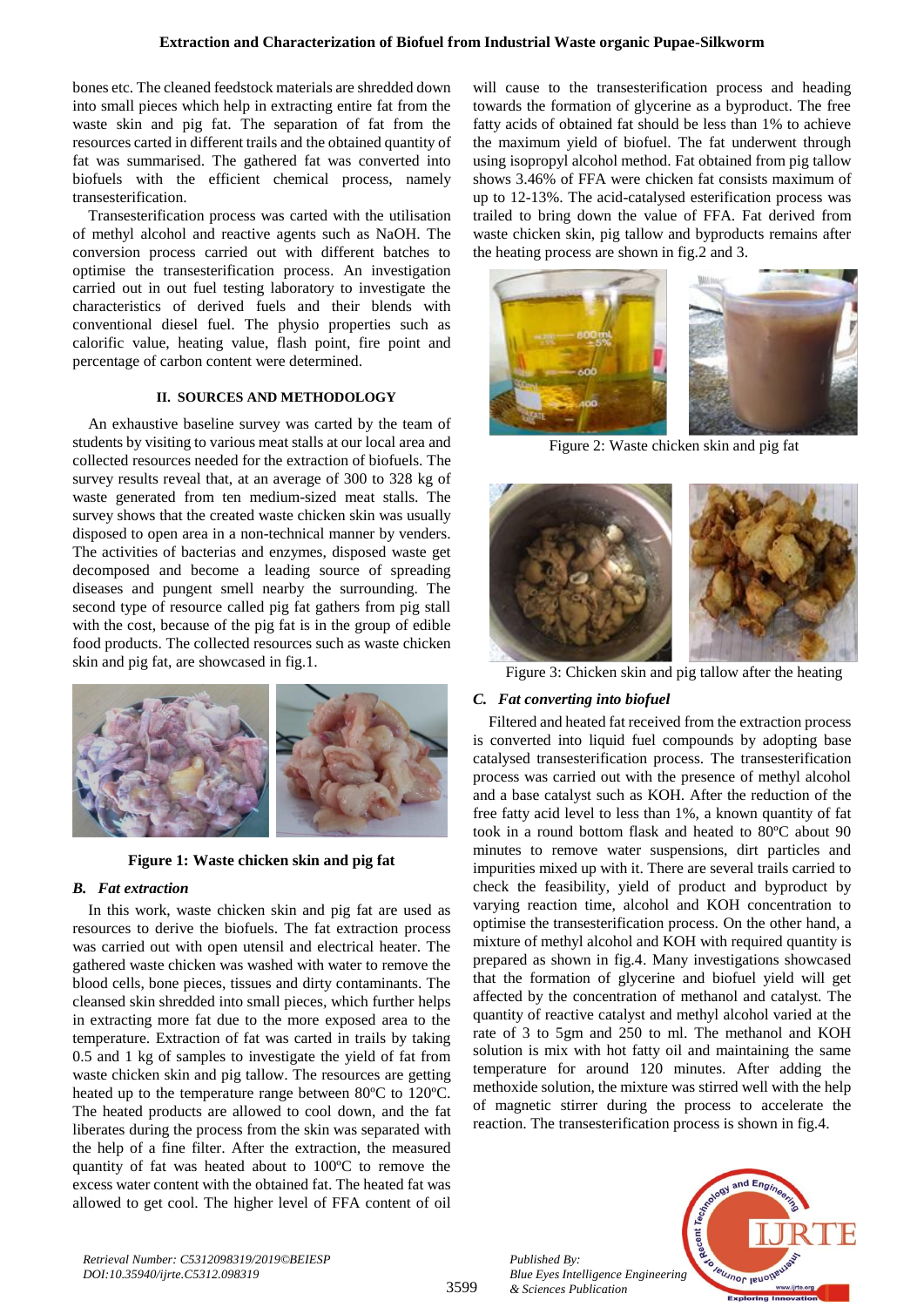bones etc. The cleaned feedstock materials are shredded down into small pieces which help in extracting entire fat from the waste skin and pig fat. The separation of fat from the resources carted in different trails and the obtained quantity of fat was summarised. The gathered fat was converted into biofuels with the efficient chemical process, namely transesterification.

Transesterification process was carted with the utilisation of methyl alcohol and reactive agents such as NaOH. The conversion process carried out with different batches to optimise the transesterification process. An investigation carried out in out fuel testing laboratory to investigate the characteristics of derived fuels and their blends with conventional diesel fuel. The physio properties such as calorific value, heating value, flash point, fire point and percentage of carbon content were determined.

## II. SOURCES AND METHODOLOGY

An exhaustive baseline survey was carted by the team of students by visiting to various meat stalls at our local area and collected resources needed for the extraction of biofuels. The survey results reveal that, at an average of 300 to 328 kg of waste generated from ten medium-sized meat stalls. The survey shows that the created waste chicken skin was usually disposed to open area in a non-technical manner by venders. The activities of bacterias and enzymes, disposed waste get decomposed and become a leading source of spreading diseases and pungent smell nearby the surrounding. The second type of resource called pig fat gathers from pig stall with the cost, because of the pig fat is in the group of edible food products. The collected resources such as waste chicken skin and pig fat, are showcased in fig.1.

**Figure 1: Waste chicken skin and pig fat**

### *B. Fat extraction*

In this work, waste chicken skin and pig fat are used as resources to derive the biofuels. The fat extraction process was carried out with open utensil and electrical heater. The gathered waste chicken was washed with water to remove the blood cells, bone pieces, tissues and dirty contaminants. The cleansed skin shredded into small pieces, which further helps in extracting more fat due to the more exposed area to the temperature. Extraction of fat was carted in trails by taking 0.5 and 1 kg of samples to investigate the yield of fat from waste chicken skin and pig tallow. The resources are getting heated up to the temperature range between 80ºC to 120ºC. The heated products are allowed to cool down, and the fat liberates during the process from the skin was separated with the help of a fine filter. After the extraction, the measured quantity of fat was heated about to 100ºC to remove the excess water content with the obtained fat. The heated fat was allowed to get cool. The higher level of FFA content of oil will cause to the transesterification process and heading towards the formation of glycerine as a byproduct. The free fatty acids of obtained fat should be less than 1% to achieve the maximum yield of biofuel. The fat underwent through using isopropyl alcohol method. Fat obtained from pig tallow shows 3.46% of FFA were chicken fat consists maximum of up to 12-13%. The acid-catalysed esterification process was trailed to bring down the value of FFA. Fat derived from waste chicken skin, pig tallow and byproducts remains after the heating process are shown in fig.2 and 3.

Figure 2: Waste chicken skin and pig fat

Figure 3: Chicken skin and pig tallow after the heating

### *C. Fat converting into biofuel*

Filtered and heated fat received from the extraction process is converted into liquid fuel compounds by adopting base catalysed transesterification process. The transesterification process was carried out with the presence of methyl alcohol and a base catalyst such as KOH. After the reduction of the free fatty acid level to less than 1%, a known quantity of fat took in a round bottom flask and heated to 80ºC about 90 minutes to remove water suspensions, dirt particles and impurities mixed up with it. There are several trails carried to check the feasibility, yield of product and byproduct by varying reaction time, alcohol and KOH concentration to optimise the transesterification process. On the other hand, a mixture of methyl alcohol and KOH with required quantity is prepared as shown in fig.4. Many investigations showcased that the formation of glycerine and biofuel yield will get affected by the concentration of methanol and catalyst. The quantity of reactive catalyst and methyl alcohol varied at the rate of 3 to 5gm and 250 to ml. The methanol and KOH solution is mix with hot fatty oil and maintaining the same temperature for around 120 minutes. After adding the methoxide solution, the mixture was stirred well with the help of magnetic stirrer during the process to accelerate the reaction. The transesterification process is shown in fig.4.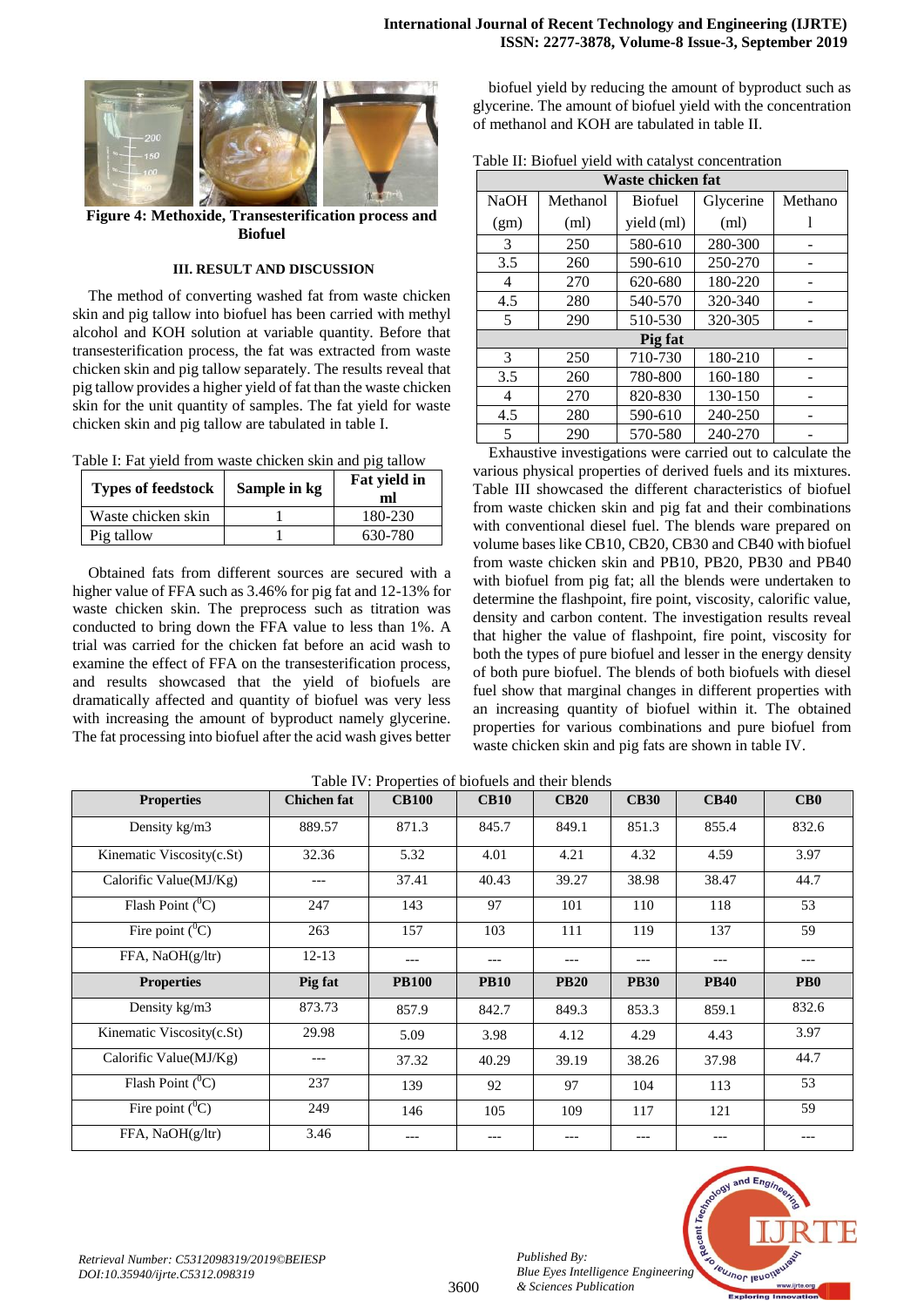**Figure 4: Methoxide, Transesterification process and Biofuel**

## III. RESULT AND DISCUSSION

The method of converting washed fat from waste chicken skin and pig tallow into biofuel has been carried with methyl alcohol and KOH solution at variable quantity. Before that transesterification process, the fat was extracted from waste chicken skin and pig tallow separately. The results reveal that pig tallow provides a higher yield of fat than the waste chicken skin for the unit quantity of samples. The fat yield for waste chicken skin and pig tallow are tabulated in table I.

Table I: Fat yield from waste chicken skin and pig tallow

| Types of feedstock | Sample in kg | Fat yield in ml |
|---|---|---|
| Waste chicken skin | 1 | 180-230 |
| Pig tallow | 1 | 630-780 |

Obtained fats from different sources are secured with a higher value of FFA such as 3.46% for pig fat and 12-13% for waste chicken skin. The preprocess such as titration was conducted to bring down the FFA value to less than 1%. A trial was carried for the chicken fat before an acid wash to examine the effect of FFA on the transesterification process, and results showcased that the yield of biofuels are dramatically affected and quantity of biofuel was very less with increasing the amount of byproduct namely glycerine. The fat processing into biofuel after the acid wash gives better biofuel yield by reducing the amount of byproduct such as glycerine. The amount of biofuel yield with the concentration of methanol and KOH are tabulated in table II.

Table II: Biofuel yield with catalyst concentration

| NaOH (gm) | Methanol (ml) | Biofuel yield (ml) | Glycerine (ml) | Methanol |
|---|---|---|---|---|
| **Waste chicken fat** | | | | |
| 3 | 250 | 580-610 | 280-300 | - |
| 3.5 | 260 | 590-610 | 250-270 | - |
| 4 | 270 | 620-680 | 180-220 | - |
| 4.5 | 280 | 540-570 | 320-340 | - |
| 5 | 290 | 510-530 | 320-305 | - |
| **Pig fat** | | | | |
| 3 | 250 | 710-730 | 180-210 | - |
| 3.5 | 260 | 780-800 | 160-180 | - |
| 4 | 270 | 820-830 | 130-150 | - |
| 4.5 | 280 | 590-610 | 240-250 | - |
| 5 | 290 | 570-580 | 240-270 | - |

Exhaustive investigations were carried out to calculate the various physical properties of derived fuels and its mixtures. Table III showcased the different characteristics of biofuel from waste chicken skin and pig fat and their combinations with conventional diesel fuel. The blends ware prepared on volume bases like CB10, CB20, CB30 and CB40 with biofuel from waste chicken skin and PB10, PB20, PB30 and PB40 with biofuel from pig fat; all the blends were undertaken to determine the flashpoint, fire point, viscosity, calorific value, density and carbon content. The investigation results reveal that higher the value of flashpoint, fire point, viscosity for both the types of pure biofuel and lesser in the energy density of both pure biofuel. The blends of both biofuels with diesel fuel show that marginal changes in different properties with an increasing quantity of biofuel within it. The obtained properties for various combinations and pure biofuel from waste chicken skin and pig fats are shown in table IV.

Table IV: Properties of biofuels and their blends

| Properties | Chichen fat | CB100 | CB10 | CB20 | CB30 | CB40 | CB0 |
|---|---|---|---|---|---|---|---|
| Density kg/m3 | 889.57 | 871.3 | 845.7 | 849.1 | 851.3 | 855.4 | 832.6 |
| Kinematic Viscosity(c.St) | 32.36 | 5.32 | 4.01 | 4.21 | 4.32 | 4.59 | 3.97 |
| Calorific Value(MJ/Kg) | --- | 37.41 | 40.43 | 39.27 | 38.98 | 38.47 | 44.7 |
| Flash Point ($^0$C) | 247 | 143 | 97 | 101 | 110 | 118 | 53 |
| Fire point ($^0$C) | 263 | 157 | 103 | 111 | 119 | 137 | 59 |
| FFA, NaOH(g/ltr) | 12-13 | --- | --- | --- | --- | --- | --- |
| **Properties** | **Pig fat** | **PB100** | **PB10** | **PB20** | **PB30** | **PB40** | **PB0** |
| Density kg/m3 | 873.73 | 857.9 | 842.7 | 849.3 | 853.3 | 859.1 | 832.6 |
| Kinematic Viscosity(c.St) | 29.98 | 5.09 | 3.98 | 4.12 | 4.29 | 4.43 | 3.97 |
| Calorific Value(MJ/Kg) | --- | 37.32 | 40.29 | 39.19 | 38.26 | 37.98 | 44.7 |
| Flash Point ($^0$C) | 237 | 139 | 92 | 97 | 104 | 113 | 53 |
| Fire point ($^0$C) | 249 | 146 | 105 | 109 | 117 | 121 | 59 |
| FFA, NaOH(g/ltr) | 3.46 | --- | --- | --- | --- | --- | --- |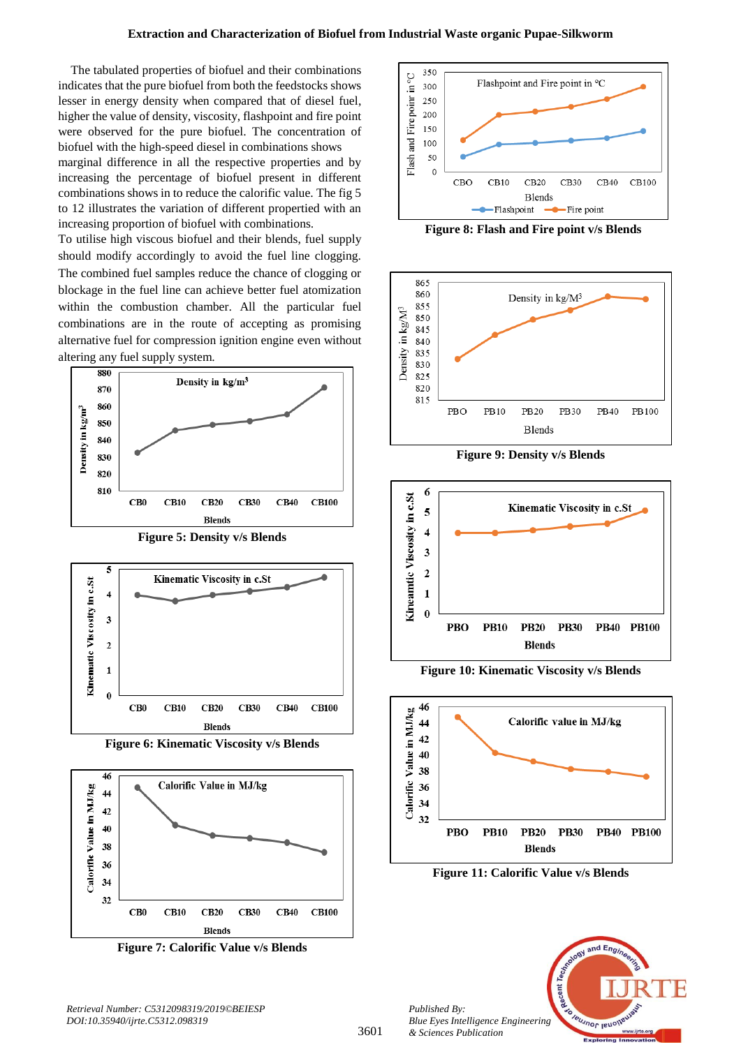The tabulated properties of biofuel and their combinations indicates that the pure biofuel from both the feedstocks shows lesser in energy density when compared that of diesel fuel, higher the value of density, viscosity, flashpoint and fire point were observed for the pure biofuel. The concentration of biofuel with the high-speed diesel in combinations shows marginal difference in all the respective properties and by increasing the percentage of biofuel present in different combinations shows in to reduce the calorific value. The fig 5 to 12 illustrates the variation of different propertied with an increasing proportion of biofuel with combinations.

To utilise high viscous biofuel and their blends, fuel supply should modify accordingly to avoid the fuel line clogging. The combined fuel samples reduce the chance of clogging or blockage in the fuel line can achieve better fuel atomization within the combustion chamber. All the particular fuel combinations are in the route of accepting as promising alternative fuel for compression ignition engine even without altering any fuel supply system.

**Figure 5: Density v/s Blends**

**Figure 6: Kinematic Viscosity v/s Blends**

**Figure 7: Calorific Value v/s Blends**

**Figure 8: Flash and Fire point v/s Blends**

**Figure 9: Density v/s Blends**

**Figure 10: Kinematic Viscosity v/s Blends**

**Figure 11: Calorific Value v/s Blends**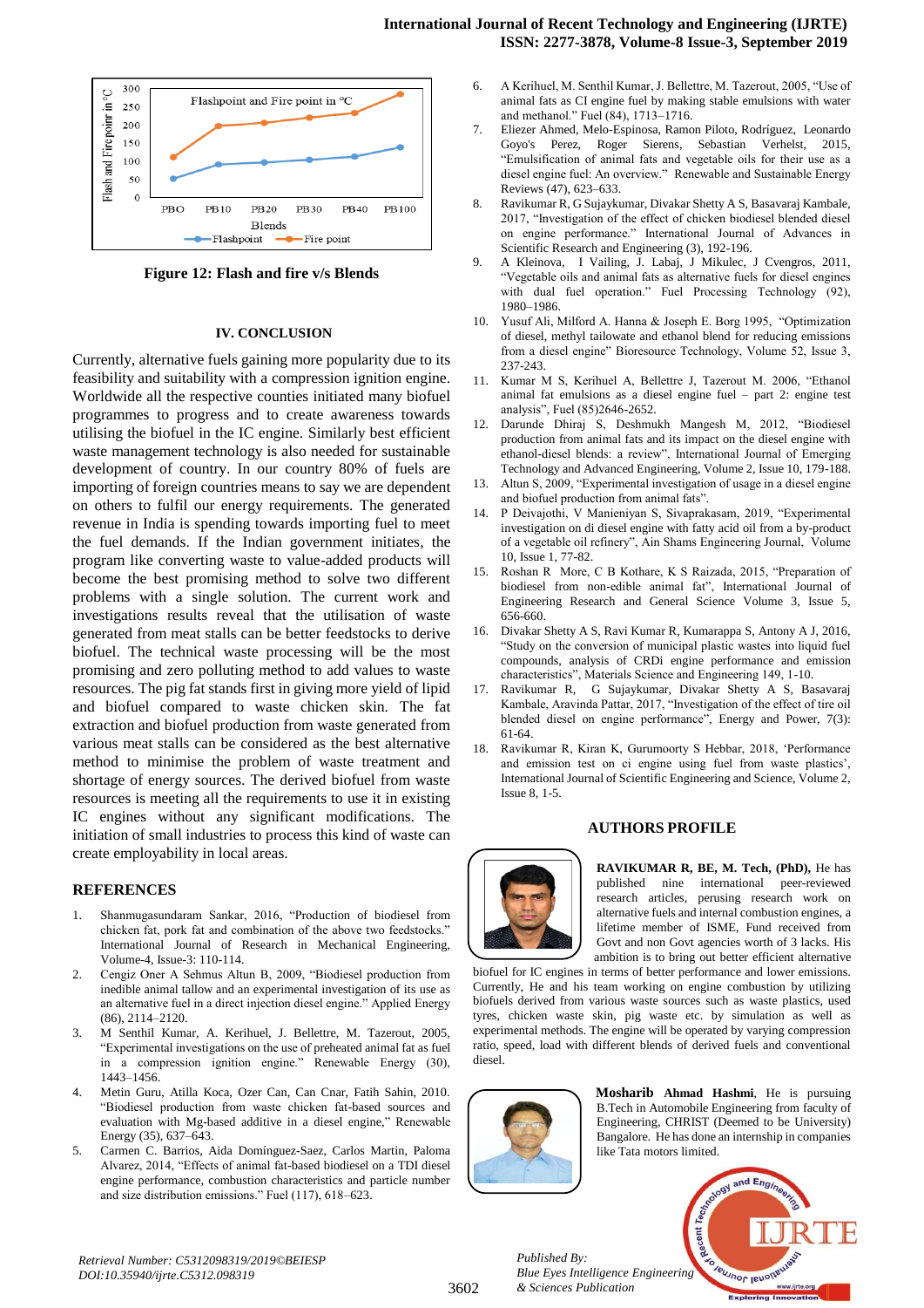Figure 12: Flash and fire v/s Blends

## IV. CONCLUSION

Currently, alternative fuels gaining more popularity due to its feasibility and suitability with a compression ignition engine. Worldwide all the respective countries initiated many biofuel programmes to progress and to create awareness towards utilising the biofuel in the IC engine. Similarly best efficient waste management technology is also needed for sustainable development of country. In our country 80% of fuels are importing of foreign countries means to say we are dependent on others to fulfil our energy requirements. The generated revenue in India is spending towards importing fuel to meet the fuel demands. If the Indian government initiates, the program like converting waste to value-added products will become the best promising method to solve two different problems with a single solution. The current work and investigations results reveal that the utilisation of waste generated from meat stalls can be better feedstocks to derive biofuel. The technical waste processing will be the most promising and zero polluting method to add values to waste resources. The pig fat stands first in giving more yield of lipid and biofuel compared to waste chicken skin. The fat extraction and biofuel production from waste generated from various meat stalls can be considered as the best alternative method to minimise the problem of waste treatment and shortage of energy sources. The derived biofuel from waste resources is meeting all the requirements to use it in existing IC engines without any significant modifications. The initiation of small industries to process this kind of waste can create employability in local areas.

## REFERENCES

1. Shanmugasundaram Sankar, 2016, "Production of biodiesel from chicken fat, pork fat and combination of the above two feedstocks." International Journal of Research in Mechanical Engineering, Volume-4, Issue-3: 110-114.
2. Cengiz Oner A Sehmus Altun B, 2009, "Biodiesel production from inedible animal tallow and an experimental investigation of its use as an alternative fuel in a direct injection diesel engine." Applied Energy (86), 2114–2120.
3. M Senthil Kumar, A. Kerihuel, J. Bellettre, M. Tazerout, 2005, "Experimental investigations on the use of preheated animal fat as fuel in a compression ignition engine." Renewable Energy (30), 1443–1456.
4. Metin Guru, Atilla Koca, Ozer Can, Can Cnar, Fatih Sahin, 2010. "Biodiesel production from waste chicken fat-based sources and evaluation with Mg-based additive in a diesel engine," Renewable Energy (35), 637–643.
5. Carmen C. Barrios, Aida Domínguez-Saez, Carlos Martin, Paloma Alvarez, 2014, "Effects of animal fat-based biodiesel on a TDI diesel engine performance, combustion characteristics and particle number and size distribution emissions." Fuel (117), 618–623.
6. A Kerihuel, M. Senthil Kumar, J. Bellettre, M. Tazerout, 2005, "Use of animal fats as CI engine fuel by making stable emulsions with water and methanol." Fuel (84), 1713–1716.
7. Eliezer Ahmed, Melo-Espinosa, Ramon Piloto, Rodríguez, Leonardo Goyo's Perez, Roger Sierens, Sebastian Verhelst, 2015, "Emulsification of animal fats and vegetable oils for their use as a diesel engine fuel: An overview." Renewable and Sustainable Energy Reviews (47), 623–633.
8. Ravikumar R, G Sujaykumar, Divakar Shetty A S, Basavaraj Kambale, 2017, "Investigation of the effect of chicken biodiesel blended diesel on engine performance." International Journal of Advances in Scientific Research and Engineering (3), 192-196.
9. A Kleinova, I Vailing, J. Labaj, J Mikulec, J Cvengros, 2011, "Vegetable oils and animal fats as alternative fuels for diesel engines with dual fuel operation." Fuel Processing Technology (92), 1980–1986.
10. Yusuf Ali, Milford A. Hanna & Joseph E. Borg 1995, "Optimization of diesel, methyl tailowate and ethanol blend for reducing emissions from a diesel engine" Bioresource Technology, Volume 52, Issue 3, 237-243.
11. Kumar M S, Kerihuel A, Bellettre J, Tazerout M. 2006, "Ethanol animal fat emulsions as a diesel engine fuel – part 2: engine test analysis", Fuel (85)2646-2652.
12. Darunde Dhiraj S, Deshmukh Mangesh M, 2012, "Biodiesel production from animal fats and its impact on the diesel engine with ethanol-diesel blends: a review", International Journal of Emerging Technology and Advanced Engineering, Volume 2, Issue 10, 179-188.
13. Altun S, 2009, "Experimental investigation of usage in a diesel engine and biofuel production from animal fats".
14. P Deivajothi, V Manieniyan S, Sivaprakasam, 2019, "Experimental investigation on di diesel engine with fatty acid oil from a by-product of a vegetable oil refinery", Ain Shams Engineering Journal, Volume 10, Issue 1, 77-82.
15. Roshan R More, C B Kothare, K S Raizada, 2015, "Preparation of biodiesel from non-edible animal fat", International Journal of Engineering Research and General Science Volume 3, Issue 5, 656-660.
16. Divakar Shetty A S, Ravi Kumar R, Kumarappa S, Antony A J, 2016, "Study on the conversion of municipal plastic wastes into liquid fuel compounds, analysis of CRDi engine performance and emission characteristics", Materials Science and Engineering 149, 1-10.
17. Ravikumar R, G Sujaykumar, Divakar Shetty A S, Basavaraj Kambale, Aravinda Pattar, 2017, "Investigation of the effect of tire oil blended diesel on engine performance", Energy and Power, 7(3): 61-64.
18. Ravikumar R, Kiran K, Gurumoorty S Hebbar, 2018, 'Performance and emission test on ci engine using fuel from waste plastics', International Journal of Scientific Engineering and Science, Volume 2, Issue 8, 1-5.

## AUTHORS PROFILE

**RAVIKUMAR R, BE, M. Tech, (PhD),** He has published nine international peer-reviewed research articles, perusing research work on alternative fuels and internal combustion engines, a lifetime member of ISME, Fund received from Govt and non Govt agencies worth of 3 lacks. His ambition is to bring out better efficient alternative biofuel for IC engines in terms of better performance and lower emissions. Currently, He and his team working on engine combustion by utilizing biofuels derived from various waste sources such as waste plastics, used tyres, chicken waste skin, pig waste etc. by simulation as well as experimental methods. The engine will be operated by varying compression ratio, speed, load with different blends of derived fuels and conventional diesel.

**Mosharib Ahmad Hashmi**, He is pursuing B.Tech in Automobile Engineering from faculty of Engineering, CHRIST (Deemed to be University) Bangalore. He has done an internship in companies like Tata motors limited.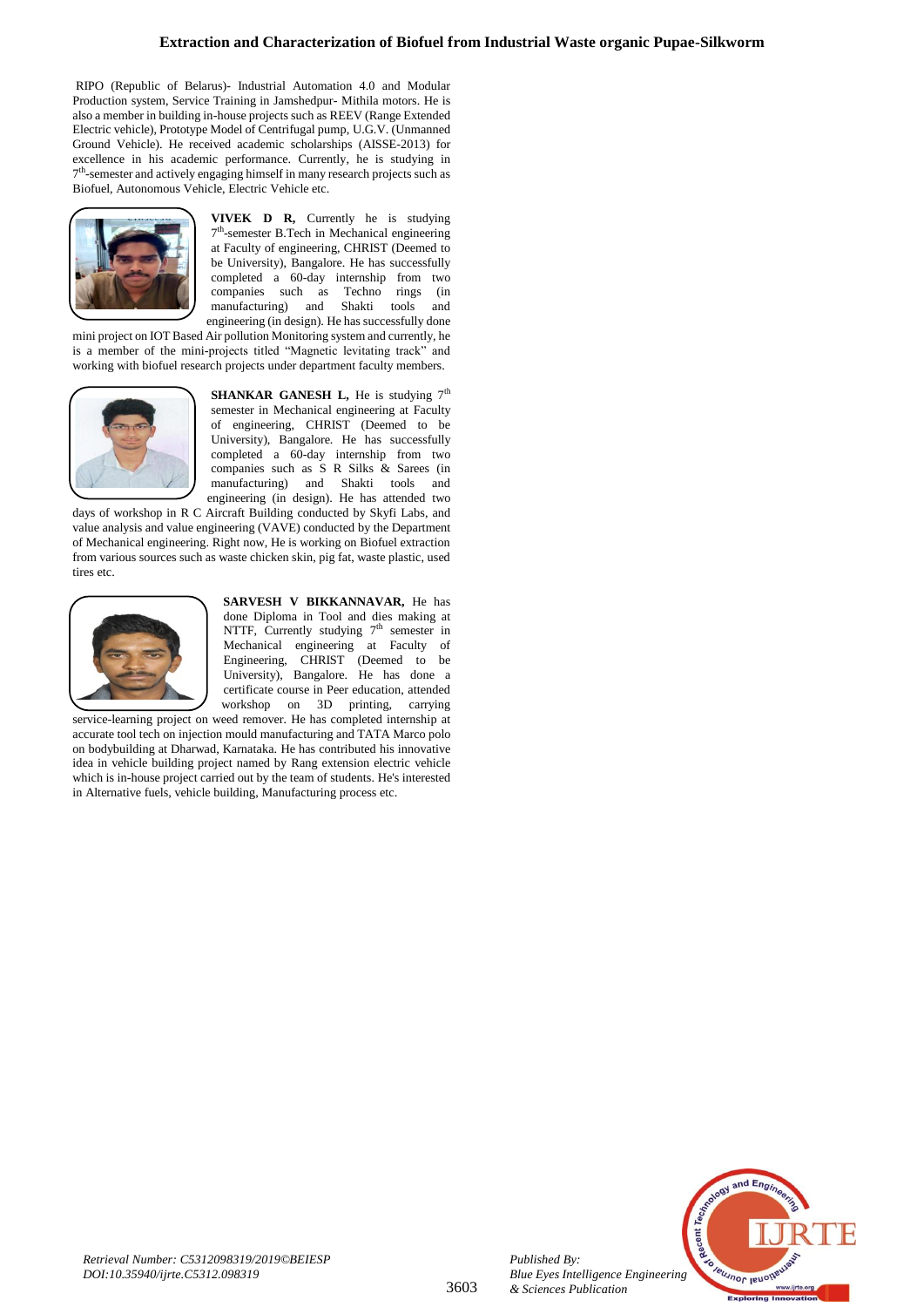RIPO (Republic of Belarus)- Industrial Automation 4.0 and Modular Production system, Service Training in Jamshedpur- Mithila motors. He is also a member in building in-house projects such as REEV (Range Extended Electric vehicle), Prototype Model of Centrifugal pump, U.G.V. (Unmanned Ground Vehicle). He received academic scholarships (AISSE-2013) for excellence in his academic performance. Currently, he is studying in 7th-semester and actively engaging himself in many research projects such as Biofuel, Autonomous Vehicle, Electric Vehicle etc.

**VIVEK D R,** Currently he is studying 7th-semester B.Tech in Mechanical engineering at Faculty of engineering, CHRIST (Deemed to be University), Bangalore. He has successfully completed a 60-day internship from two companies such as Techno rings (in manufacturing) and Shakti tools and engineering (in design). He has successfully done mini project on IOT Based Air pollution Monitoring system and currently, he is a member of the mini-projects titled "Magnetic levitating track" and working with biofuel research projects under department faculty members.

**SHANKAR GANESH L,** He is studying 7th semester in Mechanical engineering at Faculty of engineering, CHRIST (Deemed to be University), Bangalore. He has successfully completed a 60-day internship from two companies such as S R Silks & Sarees (in manufacturing) and Shakti tools and engineering (in design). He has attended two days of workshop in R C Aircraft Building conducted by Skyfi Labs, and value analysis and value engineering (VAVE) conducted by the Department of Mechanical engineering. Right now, He is working on Biofuel extraction from various sources such as waste chicken skin, pig fat, waste plastic, used tires etc.

**SARVESH V BIKKANNAVAR,** He has done Diploma in Tool and dies making at NTTF, Currently studying 7th semester in Mechanical engineering at Faculty of Engineering, CHRIST (Deemed to be University), Bangalore. He has done a certificate course in Peer education, attended workshop on 3D printing, carrying service-learning project on weed remover. He has completed internship at accurate tool tech on injection mould manufacturing and TATA Marco polo on bodybuilding at Dharwad, Karnataka. He has contributed his innovative idea in vehicle building project named by Rang extension electric vehicle which is in-house project carried out by the team of students. He's interested in Alternative fuels, vehicle building, Manufacturing process etc.